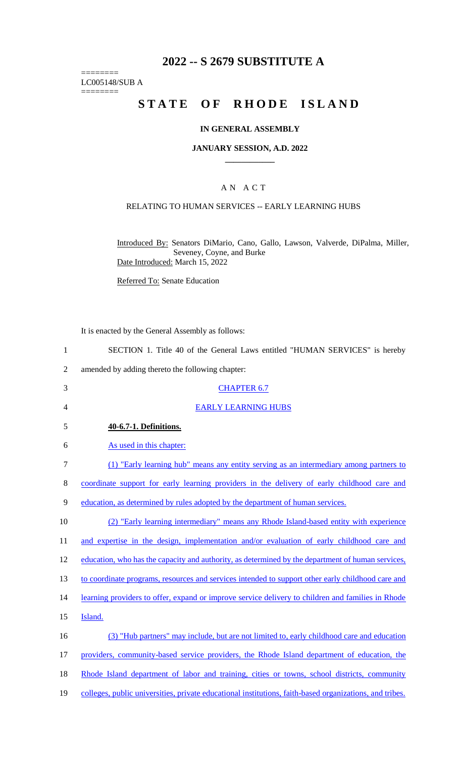# 2022 -- S 2679 SUBSTITUTE A

========
LC005148/SUB A
========

# STATE OF RHODE ISLAND

### IN GENERAL ASSEMBLY

### JANUARY SESSION, A.D. 2022

## A N A C T

### RELATING TO HUMAN SERVICES -- EARLY LEARNING HUBS

Introduced By: Senators DiMario, Cano, Gallo, Lawson, Valverde, DiPalma, Miller, Seveney, Coyne, and Burke

Date Introduced: March 15, 2022

Referred To: Senate Education

It is enacted by the General Assembly as follows:

1 SECTION 1. Title 40 of the General Laws entitled "HUMAN SERVICES" is hereby
2 amended by adding thereto the following chapter:

3 CHAPTER 6.7

4 EARLY LEARNING HUBS

5 **40-6.7-1. Definitions.**

6 As used in this chapter:

7 (1) "Early learning hub" means any entity serving as an intermediary among partners to
8 coordinate support for early learning providers in the delivery of early childhood care and
9 education, as determined by rules adopted by the department of human services.

10 (2) "Early learning intermediary" means any Rhode Island-based entity with experience
11 and expertise in the design, implementation and/or evaluation of early childhood care and
12 education, who has the capacity and authority, as determined by the department of human services,
13 to coordinate programs, resources and services intended to support other early childhood care and
14 learning providers to offer, expand or improve service delivery to children and families in Rhode
15 Island.

16 (3) "Hub partners" may include, but are not limited to, early childhood care and education
17 providers, community-based service providers, the Rhode Island department of education, the
18 Rhode Island department of labor and training, cities or towns, school districts, community
19 colleges, public universities, private educational institutions, faith-based organizations, and tribes.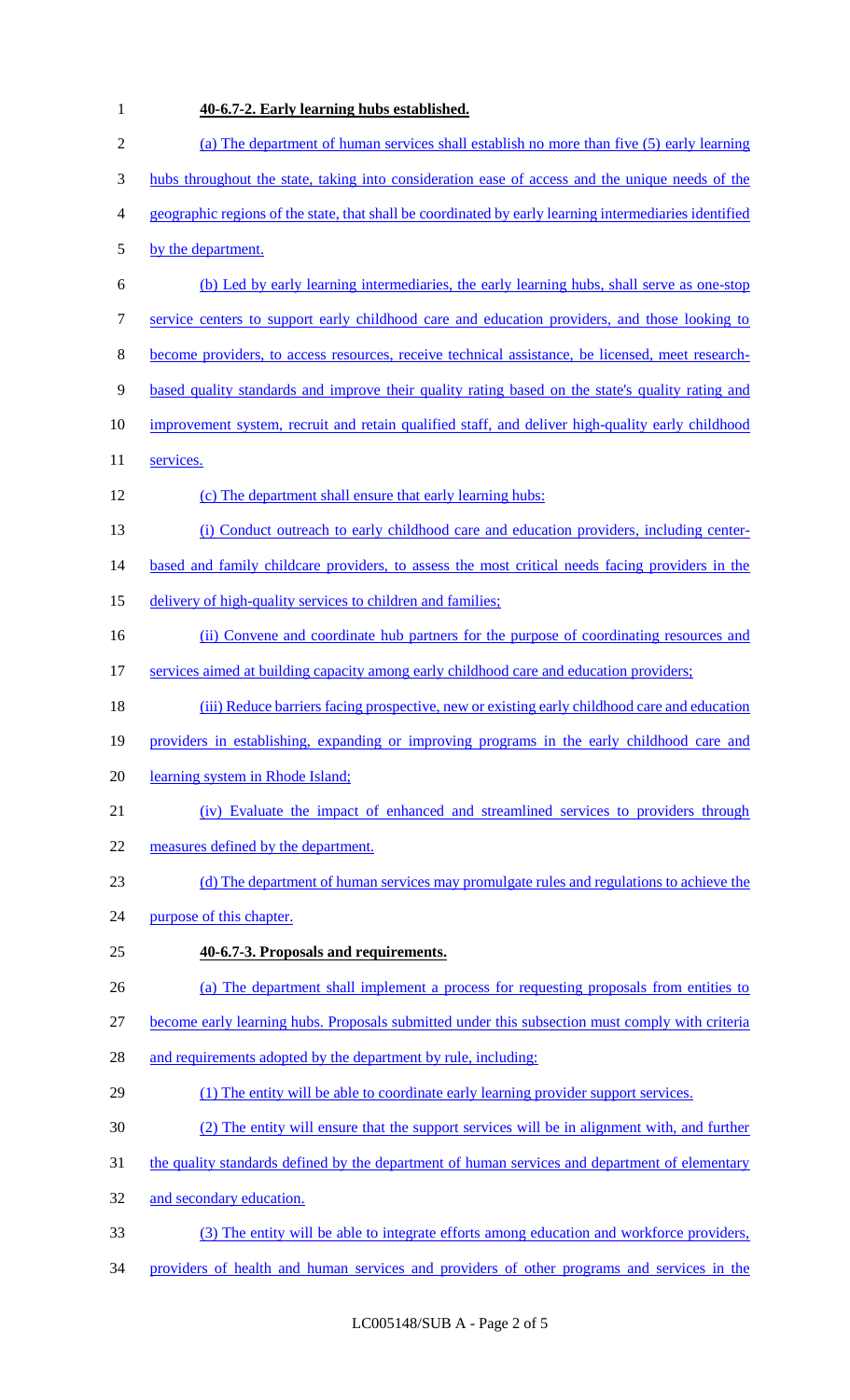**40-6.7-2. Early learning hubs established.**

(a) The department of human services shall establish no more than five (5) early learning hubs throughout the state, taking into consideration ease of access and the unique needs of the geographic regions of the state, that shall be coordinated by early learning intermediaries identified by the department.

(b) Led by early learning intermediaries, the early learning hubs, shall serve as one-stop service centers to support early childhood care and education providers, and those looking to become providers, to access resources, receive technical assistance, be licensed, meet research-based quality standards and improve their quality rating based on the state's quality rating and improvement system, recruit and retain qualified staff, and deliver high-quality early childhood services.

(c) The department shall ensure that early learning hubs:

(i) Conduct outreach to early childhood care and education providers, including center-based and family childcare providers, to assess the most critical needs facing providers in the delivery of high-quality services to children and families;

(ii) Convene and coordinate hub partners for the purpose of coordinating resources and services aimed at building capacity among early childhood care and education providers;

(iii) Reduce barriers facing prospective, new or existing early childhood care and education providers in establishing, expanding or improving programs in the early childhood care and learning system in Rhode Island;

(iv) Evaluate the impact of enhanced and streamlined services to providers through measures defined by the department.

(d) The department of human services may promulgate rules and regulations to achieve the purpose of this chapter.

**40-6.7-3. Proposals and requirements.**

(a) The department shall implement a process for requesting proposals from entities to become early learning hubs. Proposals submitted under this subsection must comply with criteria and requirements adopted by the department by rule, including:

(1) The entity will be able to coordinate early learning provider support services.

(2) The entity will ensure that the support services will be in alignment with, and further the quality standards defined by the department of human services and department of elementary and secondary education.

(3) The entity will be able to integrate efforts among education and workforce providers, providers of health and human services and providers of other programs and services in the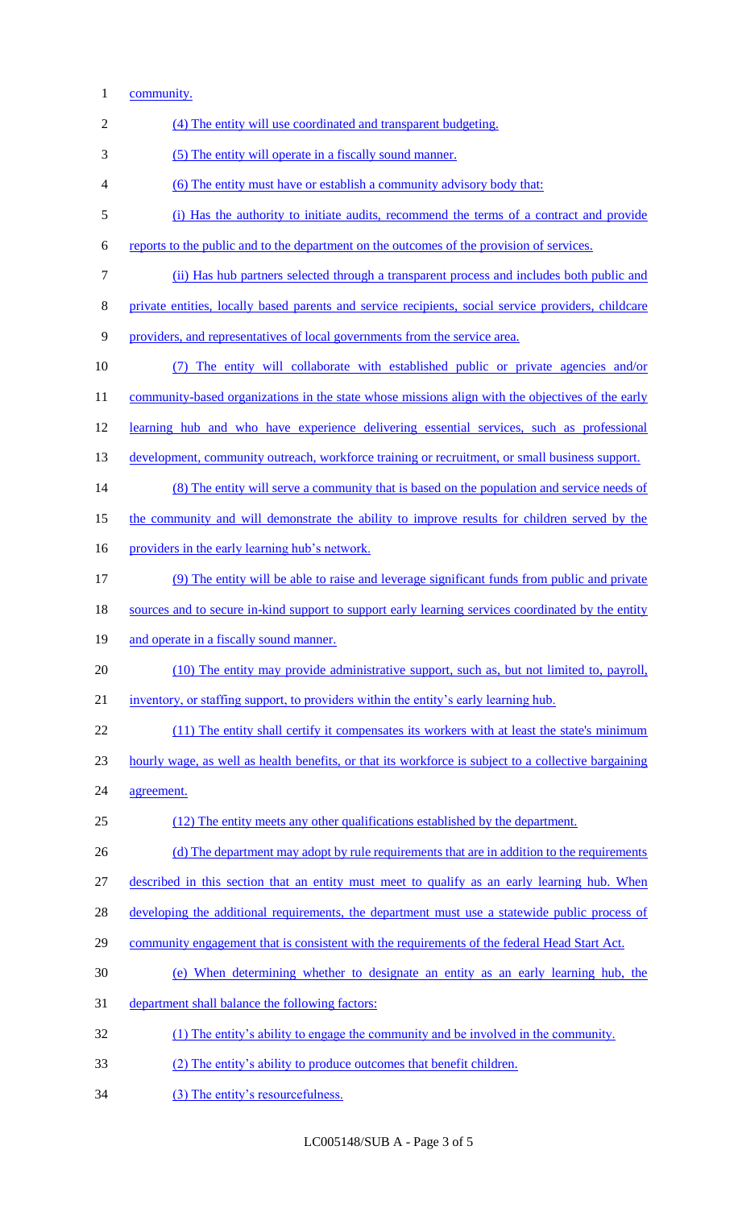community.

(4) The entity will use coordinated and transparent budgeting.

(5) The entity will operate in a fiscally sound manner.

(6) The entity must have or establish a community advisory body that:

(i) Has the authority to initiate audits, recommend the terms of a contract and provide reports to the public and to the department on the outcomes of the provision of services.

(ii) Has hub partners selected through a transparent process and includes both public and private entities, locally based parents and service recipients, social service providers, childcare providers, and representatives of local governments from the service area.

(7) The entity will collaborate with established public or private agencies and/or community-based organizations in the state whose missions align with the objectives of the early learning hub and who have experience delivering essential services, such as professional development, community outreach, workforce training or recruitment, or small business support.

(8) The entity will serve a community that is based on the population and service needs of the community and will demonstrate the ability to improve results for children served by the providers in the early learning hub's network.

(9) The entity will be able to raise and leverage significant funds from public and private sources and to secure in-kind support to support early learning services coordinated by the entity and operate in a fiscally sound manner.

(10) The entity may provide administrative support, such as, but not limited to, payroll, inventory, or staffing support, to providers within the entity's early learning hub.

(11) The entity shall certify it compensates its workers with at least the state's minimum hourly wage, as well as health benefits, or that its workforce is subject to a collective bargaining agreement.

(12) The entity meets any other qualifications established by the department.

(d) The department may adopt by rule requirements that are in addition to the requirements described in this section that an entity must meet to qualify as an early learning hub. When developing the additional requirements, the department must use a statewide public process of community engagement that is consistent with the requirements of the federal Head Start Act.

(e) When determining whether to designate an entity as an early learning hub, the department shall balance the following factors:

(1) The entity's ability to engage the community and be involved in the community.

(2) The entity's ability to produce outcomes that benefit children.

(3) The entity's resourcefulness.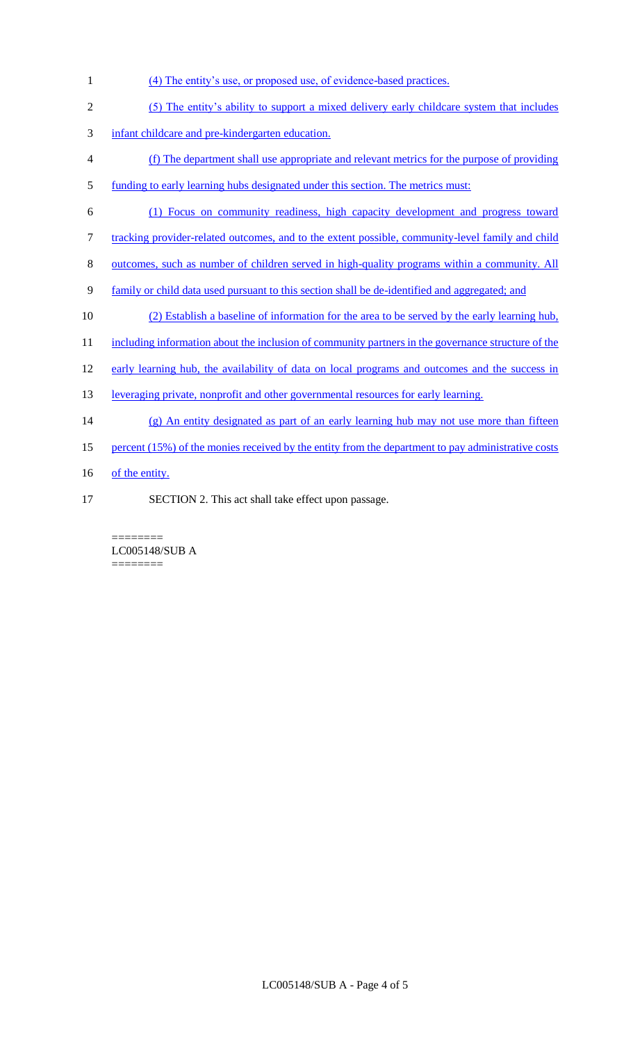(4) The entity's use, or proposed use, of evidence-based practices.

(5) The entity's ability to support a mixed delivery early childcare system that includes infant childcare and pre-kindergarten education.

(f) The department shall use appropriate and relevant metrics for the purpose of providing funding to early learning hubs designated under this section. The metrics must:

(1) Focus on community readiness, high capacity development and progress toward tracking provider-related outcomes, and to the extent possible, community-level family and child outcomes, such as number of children served in high-quality programs within a community. All family or child data used pursuant to this section shall be de-identified and aggregated; and

(2) Establish a baseline of information for the area to be served by the early learning hub, including information about the inclusion of community partners in the governance structure of the early learning hub, the availability of data on local programs and outcomes and the success in leveraging private, nonprofit and other governmental resources for early learning.

(g) An entity designated as part of an early learning hub may not use more than fifteen percent (15%) of the monies received by the entity from the department to pay administrative costs of the entity.

SECTION 2. This act shall take effect upon passage.

========
LC005148/SUB A
========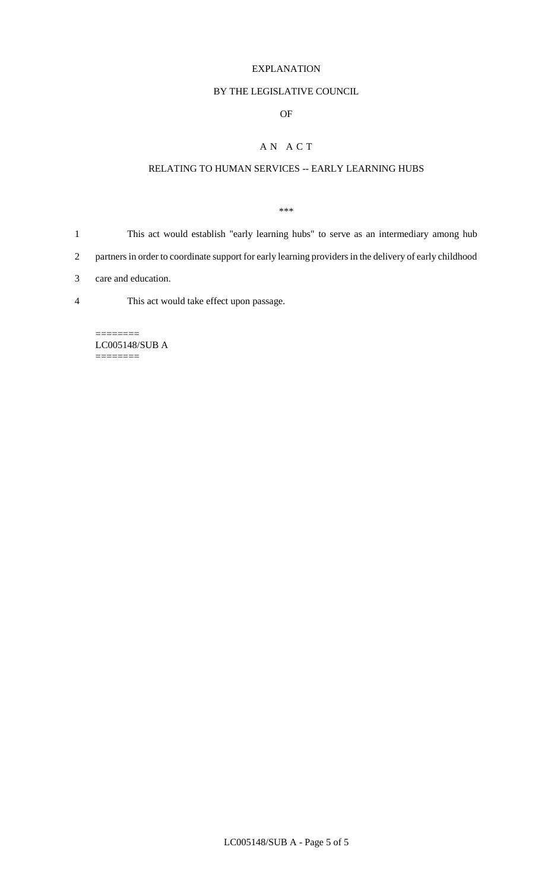EXPLANATION

BY THE LEGISLATIVE COUNCIL

OF

A N A C T

RELATING TO HUMAN SERVICES -- EARLY LEARNING HUBS

\*\*\*

This act would establish "early learning hubs" to serve as an intermediary among hub partners in order to coordinate support for early learning providers in the delivery of early childhood care and education.

This act would take effect upon passage.

========
LC005148/SUB A
========